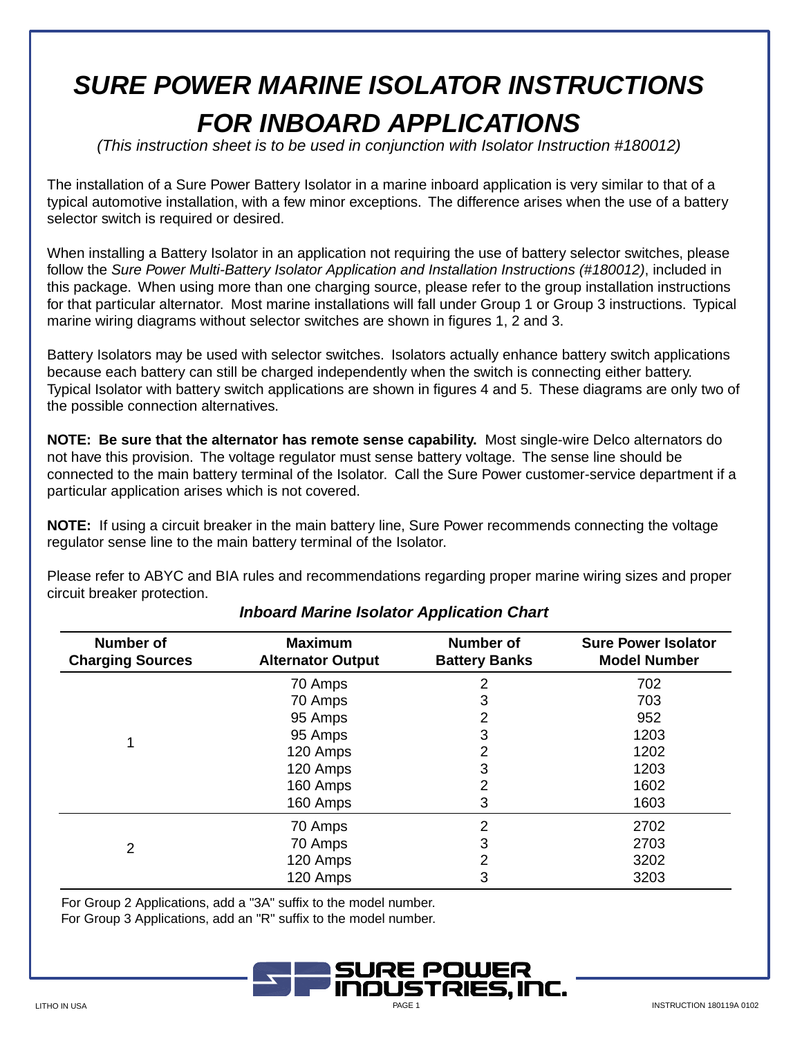# *SURE POWER MARINE ISOLATOR INSTRUCTIONS FOR INBOARD APPLICATIONS*

*(This instruction sheet is to be used in conjunction with Isolator Instruction #180012)*

The installation of a Sure Power Battery Isolator in a marine inboard application is very similar to that of a typical automotive installation, with a few minor exceptions. The difference arises when the use of a battery selector switch is required or desired.

When installing a Battery Isolator in an application not requiring the use of battery selector switches, please follow the *Sure Power Multi-Battery Isolator Application and Installation Instructions (#180012)*, included in this package. When using more than one charging source, please refer to the group installation instructions for that particular alternator. Most marine installations will fall under Group 1 or Group 3 instructions. Typical marine wiring diagrams without selector switches are shown in figures 1, 2 and 3.

Battery Isolators may be used with selector switches. Isolators actually enhance battery switch applications because each battery can still be charged independently when the switch is connecting either battery. Typical Isolator with battery switch applications are shown in figures 4 and 5. These diagrams are only two of the possible connection alternatives.

**NOTE: Be sure that the alternator has remote sense capability.** Most single-wire Delco alternators do not have this provision. The voltage regulator must sense battery voltage. The sense line should be connected to the main battery terminal of the Isolator. Call the Sure Power customer-service department if a particular application arises which is not covered.

**NOTE:** If using a circuit breaker in the main battery line, Sure Power recommends connecting the voltage regulator sense line to the main battery terminal of the Isolator.

Please refer to ABYC and BIA rules and recommendations regarding proper marine wiring sizes and proper circuit breaker protection.

### *Inboard Marine Isolator Application Chart*

| Number of Charging Sources | Maximum Alternator Output | Number of Battery Banks | Sure Power Isolator Model Number |
|---|---|---|---|
| 1 | 70 Amps | 2 | 702 |
| | 70 Amps | 3 | 703 |
| | 95 Amps | 2 | 952 |
| | 95 Amps | 3 | 1203 |
| | 120 Amps | 2 | 1202 |
| | 120 Amps | 3 | 1203 |
| | 160 Amps | 2 | 1602 |
| | 160 Amps | 3 | 1603 |
| 2 | 70 Amps | 2 | 2702 |
| | 70 Amps | 3 | 2703 |
| | 120 Amps | 2 | 3202 |
| | 120 Amps | 3 | 3203 |

For Group 2 Applications, add a "3A" suffix to the model number.
For Group 3 Applications, add an "R" suffix to the model number.

SURE POWER INDUSTRIES, INC.

LITHO IN USA

INSTRUCTION 180119A 0102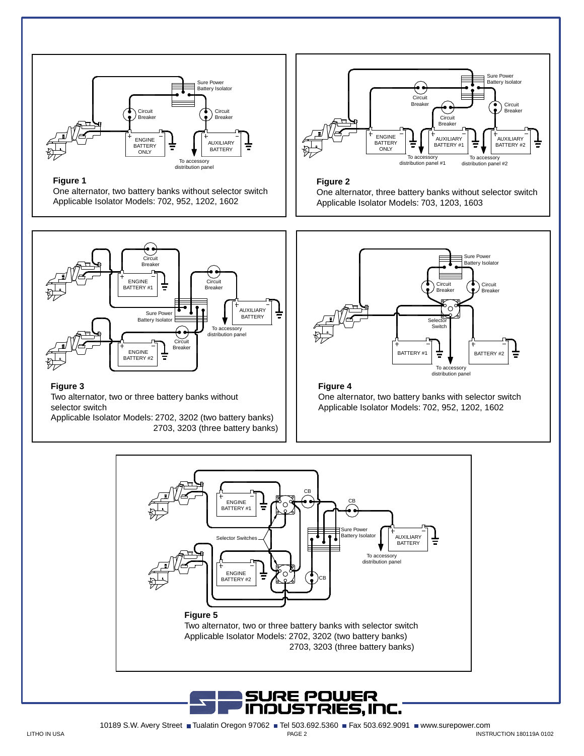**Figure 1**

One alternator, two battery banks without selector switch
Applicable Isolator Models: 702, 952, 1202, 1602

**Figure 2**

One alternator, three battery banks without selector switch
Applicable Isolator Models: 703, 1203, 1603

**Figure 3**

Two alternator, two or three battery banks without selector switch
Applicable Isolator Models: 2702, 3202 (two battery banks)
2703, 3203 (three battery banks)

**Figure 4**

One alternator, two battery banks with selector switch
Applicable Isolator Models: 702, 952, 1202, 1602

**Figure 5**

Two alternator, two or three battery banks with selector switch
Applicable Isolator Models: 2702, 3202 (two battery banks)
2703, 3203 (three battery banks)

SURE POWER INDUSTRIES, INC.

10189 S.W. Avery Street ■ Tualatin Oregon 97062 ■ Tel 503.692.5360 ■ Fax 503.692.9091 ■ www.surepower.com

LITHO IN USA

INSTRUCTION 180119A 0102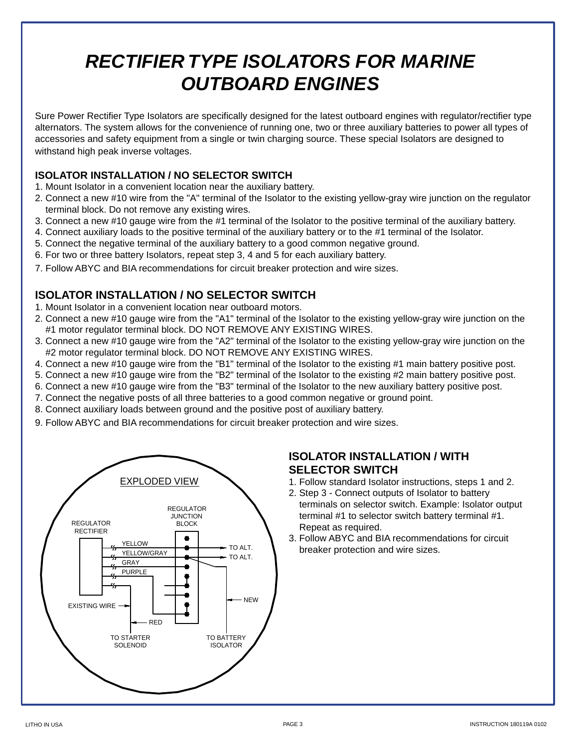# RECTIFIER TYPE ISOLATORS FOR MARINE OUTBOARD ENGINES

Sure Power Rectifier Type Isolators are specifically designed for the latest outboard engines with regulator/rectifier type alternators. The system allows for the convenience of running one, two or three auxiliary batteries to power all types of accessories and safety equipment from a single or twin charging source. These special Isolators are designed to withstand high peak inverse voltages.

### ISOLATOR INSTALLATION / NO SELECTOR SWITCH

1. Mount Isolator in a convenient location near the auxiliary battery.
2. Connect a new #10 wire from the "A" terminal of the Isolator to the existing yellow-gray wire junction on the regulator terminal block. Do not remove any existing wires.
3. Connect a new #10 gauge wire from the #1 terminal of the Isolator to the positive terminal of the auxiliary battery.
4. Connect auxiliary loads to the positive terminal of the auxiliary battery or to the #1 terminal of the Isolator.
5. Connect the negative terminal of the auxiliary battery to a good common negative ground.
6. For two or three battery Isolators, repeat step 3, 4 and 5 for each auxiliary battery.
7. Follow ABYC and BIA recommendations for circuit breaker protection and wire sizes.

## ISOLATOR INSTALLATION / NO SELECTOR SWITCH

1. Mount Isolator in a convenient location near outboard motors.
2. Connect a new #10 gauge wire from the "A1" terminal of the Isolator to the existing yellow-gray wire junction on the #1 motor regulator terminal block. DO NOT REMOVE ANY EXISTING WIRES.
3. Connect a new #10 gauge wire from the "A2" terminal of the Isolator to the existing yellow-gray wire junction on the #2 motor regulator terminal block. DO NOT REMOVE ANY EXISTING WIRES.
4. Connect a new #10 gauge wire from the "B1" terminal of the Isolator to the existing #1 main battery positive post.
5. Connect a new #10 gauge wire from the "B2" terminal of the Isolator to the existing #2 main battery positive post.
6. Connect a new #10 gauge wire from the "B3" terminal of the Isolator to the new auxiliary battery positive post.
7. Connect the negative posts of all three batteries to a good common negative or ground point.
8. Connect auxiliary loads between ground and the positive post of auxiliary battery.
9. Follow ABYC and BIA recommendations for circuit breaker protection and wire sizes.

EXPLODED VIEW

REGULATOR RECTIFIER — REGULATOR JUNCTION BLOCK — YELLOW — YELLOW/GRAY — GRAY — PURPLE — TO ALT. — TO ALT. — NEW — EXISTING WIRE — RED — TO STARTER SOLENOID — TO BATTERY ISOLATOR

## ISOLATOR INSTALLATION / WITH SELECTOR SWITCH

1. Follow standard Isolator instructions, steps 1 and 2.
2. Step 3 - Connect outputs of Isolator to battery terminals on selector switch. Example: Isolator output terminal #1 to selector switch battery terminal #1. Repeat as required.
3. Follow ABYC and BIA recommendations for circuit breaker protection and wire sizes.

LITHO IN USA

INSTRUCTION 180119A 0102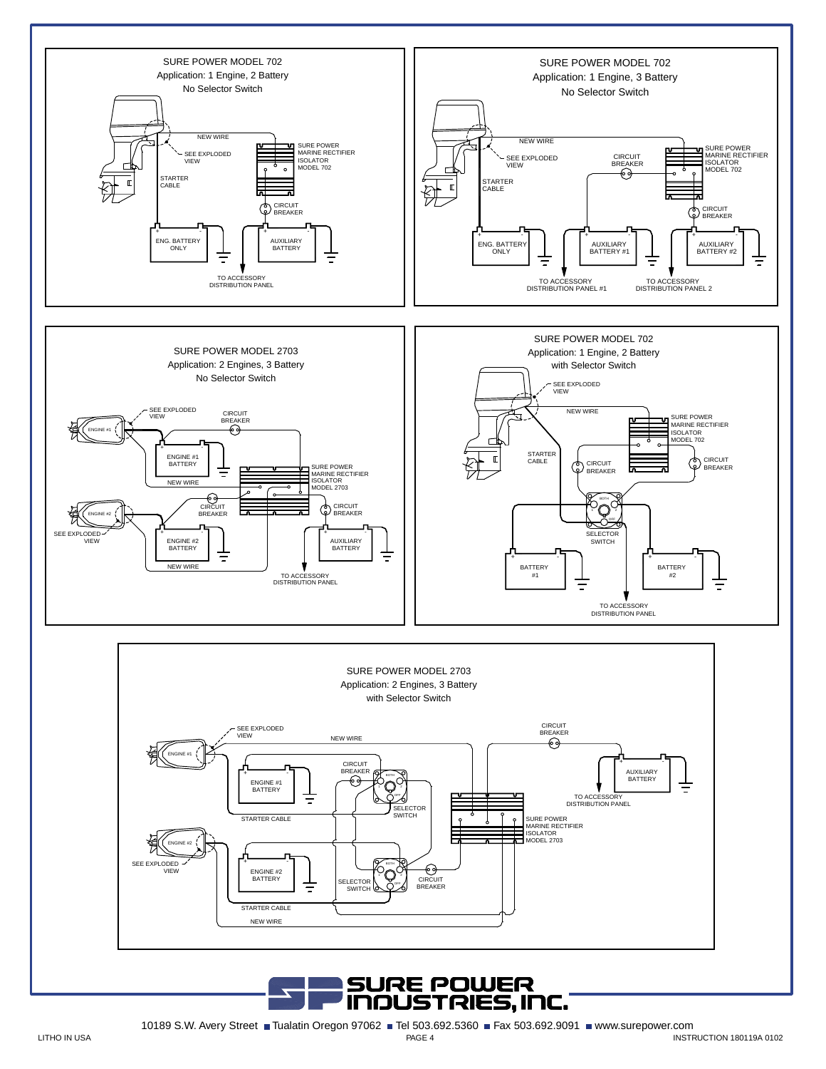SURE POWER MODEL 702
Application: 1 Engine, 2 Battery
No Selector Switch

NEW WIRE
SEE EXPLODED VIEW
SURE POWER MARINE RECTIFIER ISOLATOR MODEL 702
STARTER CABLE
CIRCUIT BREAKER
ENG. BATTERY ONLY
AUXILIARY BATTERY
TO ACCESSORY DISTRIBUTION PANEL

SURE POWER MODEL 702
Application: 1 Engine, 3 Battery
No Selector Switch

NEW WIRE
SEE EXPLODED VIEW
CIRCUIT BREAKER
SURE POWER MARINE RECTIFIER ISOLATOR MODEL 702
STARTER CABLE
CIRCUIT BREAKER
ENG. BATTERY ONLY
AUXILIARY BATTERY #1
AUXILIARY BATTERY #2
TO ACCESSORY DISTRIBUTION PANEL #1
TO ACCESSORY DISTRIBUTION PANEL 2

SURE POWER MODEL 2703
Application: 2 Engines, 3 Battery
No Selector Switch

SEE EXPLODED VIEW
CIRCUIT BREAKER
ENGINE #1
ENGINE #1 BATTERY
SURE POWER MARINE RECTIFIER ISOLATOR MODEL 2703
NEW WIRE
CIRCUIT BREAKER
CIRCUIT BREAKER
ENGINE #2
SEE EXPLODED VIEW
ENGINE #2 BATTERY
AUXILIARY BATTERY
NEW WIRE
TO ACCESSORY DISTRIBUTION PANEL

SURE POWER MODEL 702
Application: 1 Engine, 2 Battery
with Selector Switch

SEE EXPLODED VIEW
NEW WIRE
SURE POWER MARINE RECTIFIER ISOLATOR MODEL 702
STARTER CABLE
CIRCUIT BREAKER
CIRCUIT BREAKER
SELECTOR SWITCH
BATTERY #1
BATTERY #2
TO ACCESSORY DISTRIBUTION PANEL

SURE POWER MODEL 2703
Application: 2 Engines, 3 Battery
with Selector Switch

SEE EXPLODED VIEW
NEW WIRE
CIRCUIT BREAKER
ENGINE #1
CIRCUIT BREAKER
ENGINE #1 BATTERY
SELECTOR SWITCH
AUXILIARY BATTERY
TO ACCESSORY DISTRIBUTION PANEL
STARTER CABLE
SURE POWER MARINE RECTIFIER ISOLATOR MODEL 2703
ENGINE #2
SEE EXPLODED VIEW
ENGINE #2 BATTERY
SELECTOR SWITCH
CIRCUIT BREAKER
STARTER CABLE
NEW WIRE

SURE POWER INDUSTRIES, INC.

10189 S.W. Avery Street ■ Tualatin Oregon 97062 ■ Tel 503.692.5360 ■ Fax 503.692.9091 ■ www.surepower.com

LITHO IN USA

INSTRUCTION 180119A 0102